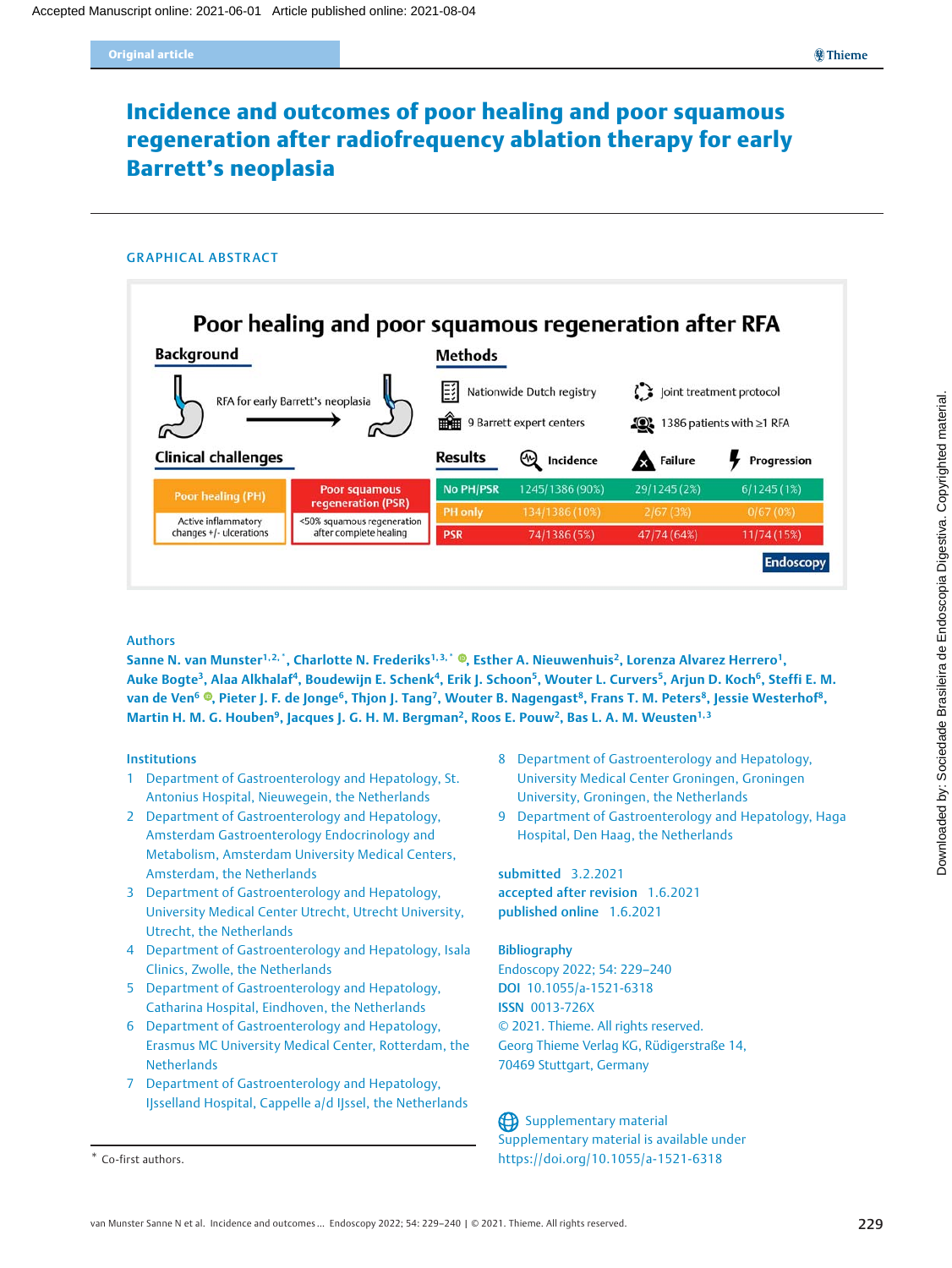Original article

# Incidence and outcomes of poor healing and poor squamous regeneration after radiofrequency ablation therapy for early Barrett's neoplasia

## GRAPHICAL ABSTRACT

**Poor healing and poor squamous regeneration after RFA**

**Background**

RFA for early Barrett's neoplasia

**Clinical challenges**

| Poor healing (PH) | Poor squamous regeneration (PSR) |
|---|---|
| Active inflammatory changes +/- ulcerations | <50% squamous regeneration after complete healing |

**Methods**

- Nationwide Dutch registry
- Joint treatment protocol
- 9 Barrett expert centers
- 1386 patients with ≥1 RFA

**Results**

| | Incidence | Failure | Progression |
|---|---|---|---|
| No PH/PSR | 1245/1386 (90%) | 29/1245 (2%) | 6/1245 (1%) |
| PH only | 134/1386 (10%) | 2/67 (3%) | 0/67 (0%) |
| PSR | 74/1386 (5%) | 47/74 (64%) | 11/74 (15%) |

Endoscopy

## Authors

Sanne N. van Munster[1,2,*], Charlotte N. Frederiks[1,3,*], Esther A. Nieuwenhuis[2], Lorenza Alvarez Herrero[1], Auke Bogte[3], Alaa Alkhalaf[4], Boudewijn E. Schenk[4], Erik J. Schoon[5], Wouter L. Curvers[5], Arjun D. Koch[6], Steffi E. M. van de Ven[6], Pieter J. F. de Jonge[6], Thjon J. Tang[7], Wouter B. Nagengast[8], Frans T. M. Peters[8], Jessie Westerhof[8], Martin H. M. G. Houben[9], Jacques J. G. H. M. Bergman[2], Roos E. Pouw[2], Bas L. A. M. Weusten[1,3]

## Institutions

1. Department of Gastroenterology and Hepatology, St. Antonius Hospital, Nieuwegein, the Netherlands
2. Department of Gastroenterology and Hepatology, Amsterdam Gastroenterology Endocrinology and Metabolism, Amsterdam University Medical Centers, Amsterdam, the Netherlands
3. Department of Gastroenterology and Hepatology, University Medical Center Utrecht, Utrecht University, Utrecht, the Netherlands
4. Department of Gastroenterology and Hepatology, Isala Clinics, Zwolle, the Netherlands
5. Department of Gastroenterology and Hepatology, Catharina Hospital, Eindhoven, the Netherlands
6. Department of Gastroenterology and Hepatology, Erasmus MC University Medical Center, Rotterdam, the Netherlands
7. Department of Gastroenterology and Hepatology, IJsselland Hospital, Cappelle a/d IJssel, the Netherlands
8. Department of Gastroenterology and Hepatology, University Medical Center Groningen, Groningen University, Groningen, the Netherlands
9. Department of Gastroenterology and Hepatology, Haga Hospital, Den Haag, the Netherlands

**submitted** 3.2.2021
**accepted after revision** 1.6.2021
**published online** 1.6.2021

**Bibliography**
Endoscopy 2022; 54: 229–240
**DOI** 10.1055/a-1521-6318
**ISSN** 0013-726X
© 2021. Thieme. All rights reserved.
Georg Thieme Verlag KG, Rüdigerstraße 14, 70469 Stuttgart, Germany

Supplementary material
Supplementary material is available under https://doi.org/10.1055/a-1521-6318

\* Co-first authors.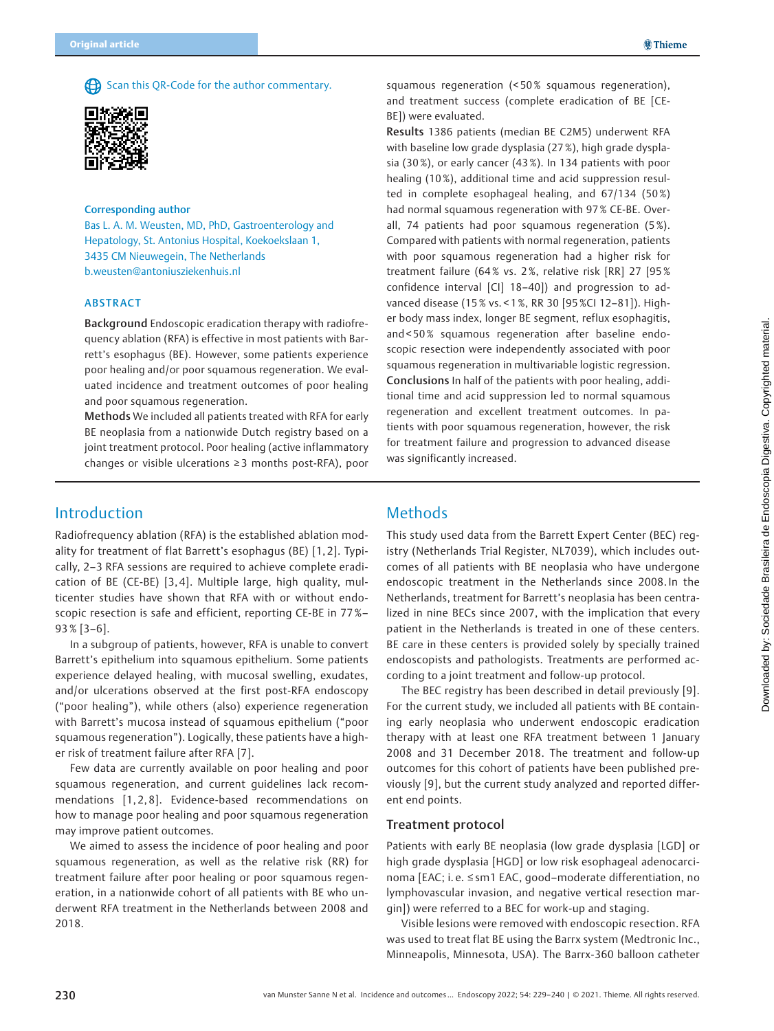Scan this QR-Code for the author commentary.

**Corresponding author**

Bas L. A. M. Weusten, MD, PhD, Gastroenterology and Hepatology, St. Antonius Hospital, Koekoekslaan 1, 3435 CM Nieuwegein, The Netherlands
b.weusten@antoniusziekenhuis.nl

## ABSTRACT

**Background** Endoscopic eradication therapy with radiofrequency ablation (RFA) is effective in most patients with Barrett's esophagus (BE). However, some patients experience poor healing and/or poor squamous regeneration. We evaluated incidence and treatment outcomes of poor healing and poor squamous regeneration.

**Methods** We included all patients treated with RFA for early BE neoplasia from a nationwide Dutch registry based on a joint treatment protocol. Poor healing (active inflammatory changes or visible ulcerations ≥3 months post-RFA), poor squamous regeneration (<50% squamous regeneration), and treatment success (complete eradication of BE [CE-BE]) were evaluated.

**Results** 1386 patients (median BE C2M5) underwent RFA with baseline low grade dysplasia (27%), high grade dysplasia (30%), or early cancer (43%). In 134 patients with poor healing (10%), additional time and acid suppression resulted in complete esophageal healing, and 67/134 (50%) had normal squamous regeneration with 97% CE-BE. Overall, 74 patients had poor squamous regeneration (5%). Compared with patients with normal regeneration, patients with poor squamous regeneration had a higher risk for treatment failure (64% vs. 2%, relative risk [RR] 27 [95% confidence interval [CI] 18–40]) and progression to advanced disease (15% vs. <1%, RR 30 [95%CI 12–81]). Higher body mass index, longer BE segment, reflux esophagitis, and <50% squamous regeneration after baseline endoscopic resection were independently associated with poor squamous regeneration in multivariable logistic regression.

**Conclusions** In half of the patients with poor healing, additional time and acid suppression led to normal squamous regeneration and excellent treatment outcomes. In patients with poor squamous regeneration, however, the risk for treatment failure and progression to advanced disease was significantly increased.

# Introduction

Radiofrequency ablation (RFA) is the established ablation modality for treatment of flat Barrett's esophagus (BE) [1,2]. Typically, 2–3 RFA sessions are required to achieve complete eradication of BE (CE-BE) [3,4]. Multiple large, high quality, multicenter studies have shown that RFA with or without endoscopic resection is safe and efficient, reporting CE-BE in 77%–93% [3–6].

In a subgroup of patients, however, RFA is unable to convert Barrett's epithelium into squamous epithelium. Some patients experience delayed healing, with mucosal swelling, exudates, and/or ulcerations observed at the first post-RFA endoscopy ("poor healing"), while others (also) experience regeneration with Barrett's mucosa instead of squamous epithelium ("poor squamous regeneration"). Logically, these patients have a higher risk of treatment failure after RFA [7].

Few data are currently available on poor healing and poor squamous regeneration, and current guidelines lack recommendations [1,2,8]. Evidence-based recommendations on how to manage poor healing and poor squamous regeneration may improve patient outcomes.

We aimed to assess the incidence of poor healing and poor squamous regeneration, as well as the relative risk (RR) for treatment failure after poor healing or poor squamous regeneration, in a nationwide cohort of all patients with BE who underwent RFA treatment in the Netherlands between 2008 and 2018.

# Methods

This study used data from the Barrett Expert Center (BEC) registry (Netherlands Trial Register, NL7039), which includes outcomes of all patients with BE neoplasia who have undergone endoscopic treatment in the Netherlands since 2008. In the Netherlands, treatment for Barrett's neoplasia has been centralized in nine BECs since 2007, with the implication that every patient in the Netherlands is treated in one of these centers. BE care in these centers is provided solely by specially trained endoscopists and pathologists. Treatments are performed according to a joint treatment and follow-up protocol.

The BEC registry has been described in detail previously [9]. For the current study, we included all patients with BE containing early neoplasia who underwent endoscopic eradication therapy with at least one RFA treatment between 1 January 2008 and 31 December 2018. The treatment and follow-up outcomes for this cohort of patients have been published previously [9], but the current study analyzed and reported different end points.

## Treatment protocol

Patients with early BE neoplasia (low grade dysplasia [LGD] or high grade dysplasia [HGD] or low risk esophageal adenocarcinoma [EAC; i. e. ≤sm1 EAC, good–moderate differentiation, no lymphovascular invasion, and negative vertical resection margin]) were referred to a BEC for work-up and staging.

Visible lesions were removed with endoscopic resection. RFA was used to treat flat BE using the Barrx system (Medtronic Inc., Minneapolis, Minnesota, USA). The Barrx-360 balloon catheter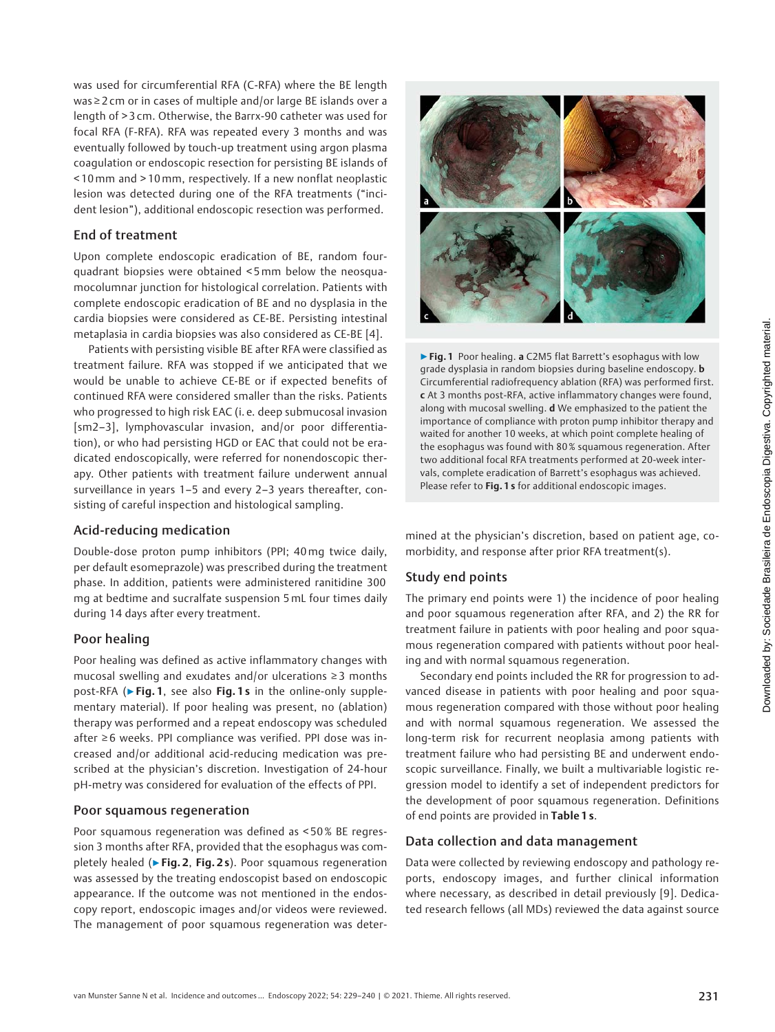was used for circumferential RFA (C-RFA) where the BE length was ≥ 2 cm or in cases of multiple and/or large BE islands over a length of > 3 cm. Otherwise, the Barrx-90 catheter was used for focal RFA (F-RFA). RFA was repeated every 3 months and was eventually followed by touch-up treatment using argon plasma coagulation or endoscopic resection for persisting BE islands of < 10 mm and > 10 mm, respectively. If a new nonflat neoplastic lesion was detected during one of the RFA treatments ("incident lesion"), additional endoscopic resection was performed.

## End of treatment

Upon complete endoscopic eradication of BE, random four-quadrant biopsies were obtained < 5 mm below the neosquamocolumnar junction for histological correlation. Patients with complete endoscopic eradication of BE and no dysplasia in the cardia biopsies were considered as CE-BE. Persisting intestinal metaplasia in cardia biopsies was also considered as CE-BE [4].

Patients with persisting visible BE after RFA were classified as treatment failure. RFA was stopped if we anticipated that we would be unable to achieve CE-BE or if expected benefits of continued RFA were considered smaller than the risks. Patients who progressed to high risk EAC (i. e. deep submucosal invasion [sm2–3], lymphovascular invasion, and/or poor differentiation), or who had persisting HGD or EAC that could not be eradicated endoscopically, were referred for nonendoscopic therapy. Other patients with treatment failure underwent annual surveillance in years 1–5 and every 2–3 years thereafter, consisting of careful inspection and histological sampling.

## Acid-reducing medication

Double-dose proton pump inhibitors (PPI; 40 mg twice daily, per default esomeprazole) was prescribed during the treatment phase. In addition, patients were administered ranitidine 300 mg at bedtime and sucralfate suspension 5 mL four times daily during 14 days after every treatment.

## Poor healing

Poor healing was defined as active inflammatory changes with mucosal swelling and exudates and/or ulcerations ≥ 3 months post-RFA (▶ **Fig. 1**, see also **Fig. 1 s** in the online-only supplementary material). If poor healing was present, no (ablation) therapy was performed and a repeat endoscopy was scheduled after ≥ 6 weeks. PPI compliance was verified. PPI dose was increased and/or additional acid-reducing medication was prescribed at the physician's discretion. Investigation of 24-hour pH-metry was considered for evaluation of the effects of PPI.

## Poor squamous regeneration

Poor squamous regeneration was defined as < 50 % BE regression 3 months after RFA, provided that the esophagus was completely healed (▶ **Fig. 2**, **Fig. 2 s**). Poor squamous regeneration was assessed by the treating endoscopist based on endoscopic appearance. If the outcome was not mentioned in the endoscopy report, endoscopic images and/or videos were reviewed. The management of poor squamous regeneration was determined at the physician's discretion, based on patient age, comorbidity, and response after prior RFA treatment(s).

▶ **Fig. 1** Poor healing. **a** C2M5 flat Barrett's esophagus with low grade dysplasia in random biopsies during baseline endoscopy. **b** Circumferential radiofrequency ablation (RFA) was performed first. **c** At 3 months post-RFA, active inflammatory changes were found, along with mucosal swelling. **d** We emphasized to the patient the importance of compliance with proton pump inhibitor therapy and waited for another 10 weeks, at which point complete healing of the esophagus was found with 80 % squamous regeneration. After two additional focal RFA treatments performed at 20-week intervals, complete eradication of Barrett's esophagus was achieved. Please refer to **Fig. 1 s** for additional endoscopic images.

## Study end points

The primary end points were 1) the incidence of poor healing and poor squamous regeneration after RFA, and 2) the RR for treatment failure in patients with poor healing and poor squamous regeneration compared with patients without poor healing and with normal squamous regeneration.

Secondary end points included the RR for progression to advanced disease in patients with poor healing and poor squamous regeneration compared with those without poor healing and with normal squamous regeneration. We assessed the long-term risk for recurrent neoplasia among patients with treatment failure who had persisting BE and underwent endoscopic surveillance. Finally, we built a multivariable logistic regression model to identify a set of independent predictors for the development of poor squamous regeneration. Definitions of end points are provided in **Table 1 s**.

## Data collection and data management

Data were collected by reviewing endoscopy and pathology reports, endoscopy images, and further clinical information where necessary, as described in detail previously [9]. Dedicated research fellows (all MDs) reviewed the data against source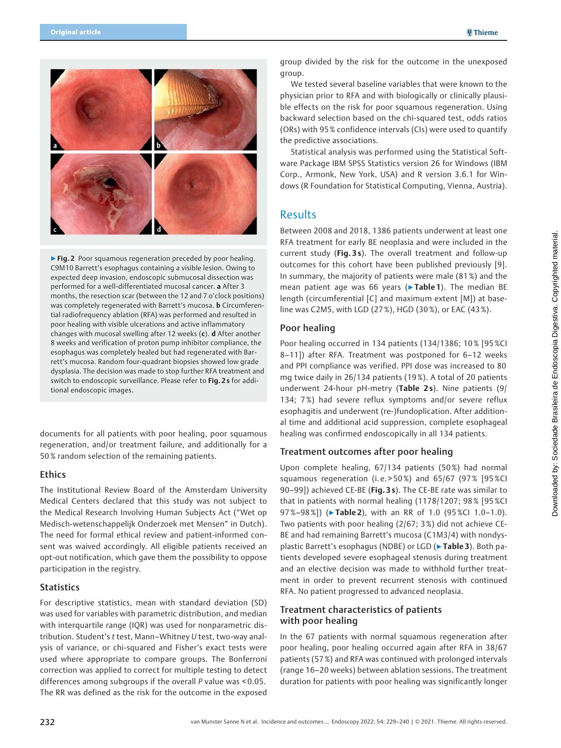**▶ Fig. 2** Poor squamous regeneration preceded by poor healing. C9M10 Barrett's esophagus containing a visible lesion. Owing to expected deep invasion, endoscopic submucosal dissection was performed for a well-differentiated mucosal cancer. **a** After 3 months, the resection scar (between the 12 and 7 o'clock positions) was completely regenerated with Barrett's mucosa. **b** Circumferential radiofrequency ablation (RFA) was performed and resulted in poor healing with visible ulcerations and active inflammatory changes with mucosal swelling after 12 weeks (**c**). **d** After another 8 weeks and verification of proton pump inhibitor compliance, the esophagus was completely healed but had regenerated with Barrett's mucosa. Random four-quadrant biopsies showed low grade dysplasia. The decision was made to stop further RFA treatment and switch to endoscopic surveillance. Please refer to **Fig. 2s** for additional endoscopic images.

documents for all patients with poor healing, poor squamous regeneration, and/or treatment failure, and additionally for a 50 % random selection of the remaining patients.

### Ethics

The Institutional Review Board of the Amsterdam University Medical Centers declared that this study was not subject to the Medical Research Involving Human Subjects Act ("Wet op Medisch-wetenschappelijk Onderzoek met Mensen" in Dutch). The need for formal ethical review and patient-informed consent was waived accordingly. All eligible patients received an opt-out notification, which gave them the possibility to oppose participation in the registry.

### Statistics

For descriptive statistics, mean with standard deviation (SD) was used for variables with parametric distribution, and median with interquartile range (IQR) was used for nonparametric distribution. Student's *t* test, Mann–Whitney *U* test, two-way analysis of variance, or chi-squared and Fisher's exact tests were used where appropriate to compare groups. The Bonferroni correction was applied to correct for multiple testing to detect differences among subgroups if the overall *P* value was < 0.05. The RR was defined as the risk for the outcome in the exposed group divided by the risk for the outcome in the unexposed group.

We tested several baseline variables that were known to the physician prior to RFA and with biologically or clinically plausible effects on the risk for poor squamous regeneration. Using backward selection based on the chi-squared test, odds ratios (ORs) with 95 % confidence intervals (CIs) were used to quantify the predictive associations.

Statistical analysis was performed using the Statistical Software Package IBM SPSS Statistics version 26 for Windows (IBM Corp., Armonk, New York, USA) and R version 3.6.1 for Windows (R Foundation for Statistical Computing, Vienna, Austria).

## Results

Between 2008 and 2018, 1386 patients underwent at least one RFA treatment for early BE neoplasia and were included in the current study (**Fig. 3 s**). The overall treatment and follow-up outcomes for this cohort have been published previously [9]. In summary, the majority of patients were male (81 %) and the mean patient age was 66 years (**▶ Table 1**). The median BE length (circumferential [C] and maximum extent [M]) at baseline was C2M5, with LGD (27 %), HGD (30 %), or EAC (43 %).

### Poor healing

Poor healing occurred in 134 patients (134/1386; 10 % [95 %CI 8–11]) after RFA. Treatment was postponed for 6–12 weeks and PPI compliance was verified. PPI dose was increased to 80 mg twice daily in 26/134 patients (19 %). A total of 20 patients underwent 24-hour pH-metry (**Table 2s**). Nine patients (9/134; 7 %) had severe reflux symptoms and/or severe reflux esophagitis and underwent (re-)fundoplication. After additional time and additional acid suppression, complete esophageal healing was confirmed endoscopically in all 134 patients.

### Treatment outcomes after poor healing

Upon complete healing, 67/134 patients (50 %) had normal squamous regeneration (i. e. > 50 %) and 65/67 (97 % [95 %CI 90–99]) achieved CE-BE (**Fig. 3 s**). The CE-BE rate was similar to that in patients with normal healing (1178/1207; 98 % [95 %CI 97 %–98 %]) (**▶ Table 2**), with an RR of 1.0 (95 %CI 1.0–1.0). Two patients with poor healing (2/67; 3 %) did not achieve CE-BE and had remaining Barrett's mucosa (C1M3/4) with nondysplastic Barrett's esophagus (NDBE) or LGD (**▶ Table 3**). Both patients developed severe esophageal stenosis during treatment and an elective decision was made to withhold further treatment in order to prevent recurrent stenosis with continued RFA. No patient progressed to advanced neoplasia.

### Treatment characteristics of patients with poor healing

In the 67 patients with normal squamous regeneration after poor healing, poor healing occurred again after RFA in 38/67 patients (57 %) and RFA was continued with prolonged intervals (range 16–20 weeks) between ablation sessions. The treatment duration for patients with poor healing was significantly longer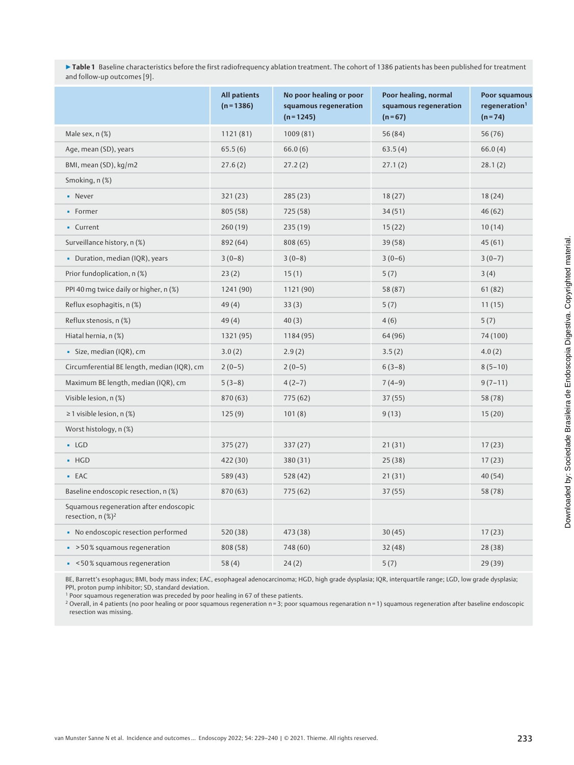**▶Table 1** Baseline characteristics before the first radiofrequency ablation treatment. The cohort of 1386 patients has been published for treatment and follow-up outcomes [9].

| | All patients (n = 1386) | No poor healing or poor squamous regeneration (n = 1245) | Poor healing, normal squamous regeneration (n = 67) | Poor squamous regeneration[1] (n = 74) |
|---|---|---|---|---|
| Male sex, n (%) | 1121 (81) | 1009 (81) | 56 (84) | 56 (76) |
| Age, mean (SD), years | 65.5 (6) | 66.0 (6) | 63.5 (4) | 66.0 (4) |
| BMI, mean (SD), kg/m2 | 27.6 (2) | 27.2 (2) | 27.1 (2) | 28.1 (2) |
| Smoking, n (%) | | | | |
| ▪ Never | 321 (23) | 285 (23) | 18 (27) | 18 (24) |
| ▪ Former | 805 (58) | 725 (58) | 34 (51) | 46 (62) |
| ▪ Current | 260 (19) | 235 (19) | 15 (22) | 10 (14) |
| Surveillance history, n (%) | 892 (64) | 808 (65) | 39 (58) | 45 (61) |
| ▪ Duration, median (IQR), years | 3 (0–8) | 3 (0–8) | 3 (0–6) | 3 (0–7) |
| Prior fundoplication, n (%) | 23 (2) | 15 (1) | 5 (7) | 3 (4) |
| PPI 40 mg twice daily or higher, n (%) | 1241 (90) | 1121 (90) | 58 (87) | 61 (82) |
| Reflux esophagitis, n (%) | 49 (4) | 33 (3) | 5 (7) | 11 (15) |
| Reflux stenosis, n (%) | 49 (4) | 40 (3) | 4 (6) | 5 (7) |
| Hiatal hernia, n (%) | 1321 (95) | 1184 (95) | 64 (96) | 74 (100) |
| ▪ Size, median (IQR), cm | 3.0 (2) | 2.9 (2) | 3.5 (2) | 4.0 (2) |
| Circumferential BE length, median (IQR), cm | 2 (0–5) | 2 (0–5) | 6 (3–8) | 8 (5–10) |
| Maximum BE length, median (IQR), cm | 5 (3–8) | 4 (2–7) | 7 (4–9) | 9 (7–11) |
| Visible lesion, n (%) | 870 (63) | 775 (62) | 37 (55) | 58 (78) |
| ≥ 1 visible lesion, n (%) | 125 (9) | 101 (8) | 9 (13) | 15 (20) |
| Worst histology, n (%) | | | | |
| ▪ LGD | 375 (27) | 337 (27) | 21 (31) | 17 (23) |
| ▪ HGD | 422 (30) | 380 (31) | 25 (38) | 17 (23) |
| ▪ EAC | 589 (43) | 528 (42) | 21 (31) | 40 (54) |
| Baseline endoscopic resection, n (%) | 870 (63) | 775 (62) | 37 (55) | 58 (78) |
| Squamous regeneration after endoscopic resection, n (%)[2] | | | | |
| ▪ No endoscopic resection performed | 520 (38) | 473 (38) | 30 (45) | 17 (23) |
| ▪ > 50 % squamous regeneration | 808 (58) | 748 (60) | 32 (48) | 28 (38) |
| ▪ < 50 % squamous regeneration | 58 (4) | 24 (2) | 5 (7) | 29 (39) |

BE, Barrett's esophagus; BMI, body mass index; EAC, esophageal adenocarcinoma; HGD, high grade dysplasia; IQR, interquartile range; LGD, low grade dysplasia; PPI, proton pump inhibitor; SD, standard deviation.
[1] Poor squamous regeneration was preceded by poor healing in 67 of these patients.
[2] Overall, in 4 patients (no poor healing or poor squamous regeneration n = 3; poor squamous regenaration n = 1) squamous regeneration after baseline endoscopic resection was missing.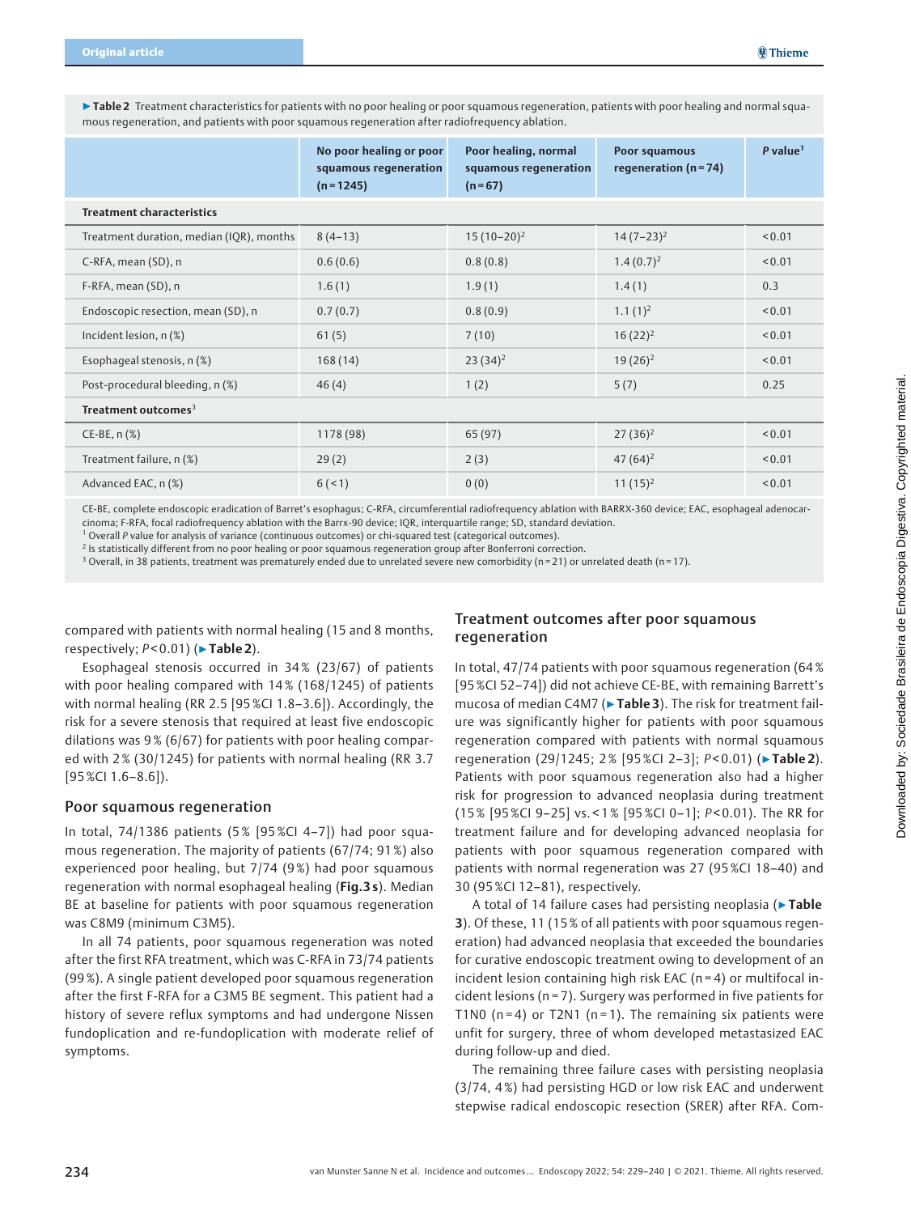**▶ Table 2** Treatment characteristics for patients with no poor healing or poor squamous regeneration, patients with poor healing and normal squamous regeneration, and patients with poor squamous regeneration after radiofrequency ablation.

| | No poor healing or poor squamous regeneration (n = 1245) | Poor healing, normal squamous regeneration (n = 67) | Poor squamous regeneration (n = 74) | *P* value[1] |
|---|---|---|---|---|
| **Treatment characteristics** | | | | |
| Treatment duration, median (IQR), months | 8 (4–13) | 15 (10–20)[2] | 14 (7–23)[2] | < 0.01 |
| C-RFA, mean (SD), n | 0.6 (0.6) | 0.8 (0.8) | 1.4 (0.7)[2] | < 0.01 |
| F-RFA, mean (SD), n | 1.6 (1) | 1.9 (1) | 1.4 (1) | 0.3 |
| Endoscopic resection, mean (SD), n | 0.7 (0.7) | 0.8 (0.9) | 1.1 (1)[2] | < 0.01 |
| Incident lesion, n (%) | 61 (5) | 7 (10) | 16 (22)[2] | < 0.01 |
| Esophageal stenosis, n (%) | 168 (14) | 23 (34)[2] | 19 (26)[2] | < 0.01 |
| Post-procedural bleeding, n (%) | 46 (4) | 1 (2) | 5 (7) | 0.25 |
| **Treatment outcomes**[3] | | | | |
| CE-BE, n (%) | 1178 (98) | 65 (97) | 27 (36)[2] | < 0.01 |
| Treatment failure, n (%) | 29 (2) | 2 (3) | 47 (64)[2] | < 0.01 |
| Advanced EAC, n (%) | 6 (< 1) | 0 (0) | 11 (15)[2] | < 0.01 |

CE-BE, complete endoscopic eradication of Barret's esophagus; C-RFA, circumferential radiofrequency ablation with BARRX-360 device; EAC, esophageal adenocarcinoma; F-RFA, focal radiofrequency ablation with the Barrx-90 device; IQR, interquartile range; SD, standard deviation.
[1] Overall *P* value for analysis of variance (continuous outcomes) or chi-squared test (categorical outcomes).
[2] Is statistically different from no poor healing or poor squamous regeneration group after Bonferroni correction.
[3] Overall, in 38 patients, treatment was prematurely ended due to unrelated severe new comorbidity (n = 21) or unrelated death (n = 17).

compared with patients with normal healing (15 and 8 months, respectively; $P < 0.01$) (▶ **Table 2**).

Esophageal stenosis occurred in 34 % (23/67) of patients with poor healing compared with 14 % (168/1245) of patients with normal healing (RR 2.5 [95 %CI 1.8–3.6]). Accordingly, the risk for a severe stenosis that required at least five endoscopic dilations was 9 % (6/67) for patients with poor healing compared with 2 % (30/1245) for patients with normal healing (RR 3.7 [95 %CI 1.6–8.6]).

### Poor squamous regeneration

In total, 74/1386 patients (5 % [95 %CI 4–7]) had poor squamous regeneration. The majority of patients (67/74; 91 %) also experienced poor healing, but 7/74 (9 %) had poor squamous regeneration with normal esophageal healing (**Fig. 3 s**). Median BE at baseline for patients with poor squamous regeneration was C8M9 (minimum C3M5).

In all 74 patients, poor squamous regeneration was noted after the first RFA treatment, which was C-RFA in 73/74 patients (99 %). A single patient developed poor squamous regeneration after the first F-RFA for a C3M5 BE segment. This patient had a history of severe reflux symptoms and had undergone Nissen fundoplication and re-fundoplication with moderate relief of symptoms.

### Treatment outcomes after poor squamous regeneration

In total, 47/74 patients with poor squamous regeneration (64 % [95 %CI 52–74]) did not achieve CE-BE, with remaining Barrett's mucosa of median C4M7 (▶ **Table 3**). The risk for treatment failure was significantly higher for patients with poor squamous regeneration compared with patients with normal squamous regeneration (29/1245; 2 % [95 %CI 2–3]; $P < 0.01$) (▶ **Table 2**). Patients with poor squamous regeneration also had a higher risk for progression to advanced neoplasia during treatment (15 % [95 %CI 9–25] vs. < 1 % [95 %CI 0–1]; $P < 0.01$). The RR for treatment failure and for developing advanced neoplasia for patients with poor squamous regeneration compared with patients with normal regeneration was 27 (95 %CI 18–40) and 30 (95 %CI 12–81), respectively.

A total of 14 failure cases had persisting neoplasia (▶ **Table 3**). Of these, 11 (15 % of all patients with poor squamous regeneration) had advanced neoplasia that exceeded the boundaries for curative endoscopic treatment owing to development of an incident lesion containing high risk EAC (n = 4) or multifocal incident lesions (n = 7). Surgery was performed in five patients for T1N0 (n = 4) or T2N1 (n = 1). The remaining six patients were unfit for surgery, three of whom developed metastasized EAC during follow-up and died.

The remaining three failure cases with persisting neoplasia (3/74, 4 %) had persisting HGD or low risk EAC and underwent stepwise radical endoscopic resection (SRER) after RFA. Com-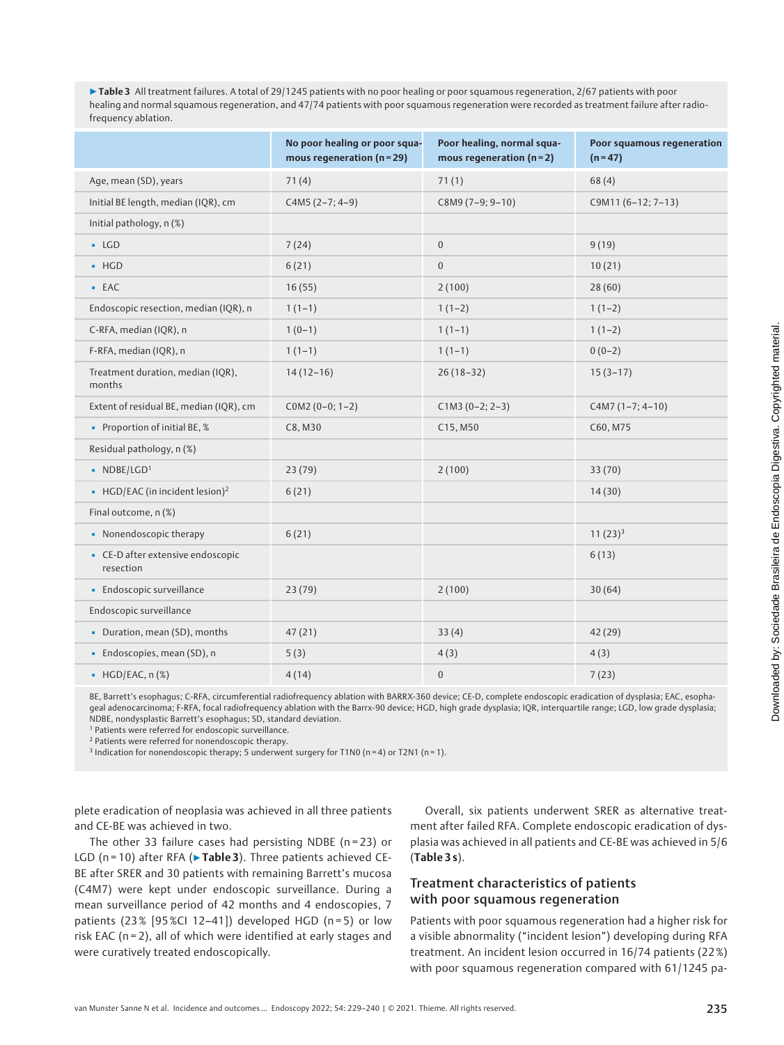**▶ Table 3** All treatment failures. A total of 29/1245 patients with no poor healing or poor squamous regeneration, 2/67 patients with poor healing and normal squamous regeneration, and 47/74 patients with poor squamous regeneration were recorded as treatment failure after radiofrequency ablation.

| | No poor healing or poor squamous regeneration (n = 29) | Poor healing, normal squamous regeneration (n = 2) | Poor squamous regeneration (n = 47) |
|---|---|---|---|
| Age, mean (SD), years | 71 (4) | 71 (1) | 68 (4) |
| Initial BE length, median (IQR), cm | C4M5 (2–7; 4–9) | C8M9 (7–9; 9–10) | C9M11 (6–12; 7–13) |
| Initial pathology, n (%) | | | |
| ▪ LGD | 7 (24) | 0 | 9 (19) |
| ▪ HGD | 6 (21) | 0 | 10 (21) |
| ▪ EAC | 16 (55) | 2 (100) | 28 (60) |
| Endoscopic resection, median (IQR), n | 1 (1–1) | 1 (1–2) | 1 (1–2) |
| C-RFA, median (IQR), n | 1 (0–1) | 1 (1–1) | 1 (1–2) |
| F-RFA, median (IQR), n | 1 (1–1) | 1 (1–1) | 0 (0–2) |
| Treatment duration, median (IQR), months | 14 (12–16) | 26 (18–32) | 15 (3–17) |
| Extent of residual BE, median (IQR), cm | C0M2 (0–0; 1–2) | C1M3 (0–2; 2–3) | C4M7 (1–7; 4–10) |
| ▪ Proportion of initial BE, % | C8, M30 | C15, M50 | C60, M75 |
| Residual pathology, n (%) | | | |
| ▪ NDBE/LGD[1] | 23 (79) | 2 (100) | 33 (70) |
| ▪ HGD/EAC (in incident lesion)[2] | 6 (21) | | 14 (30) |
| Final outcome, n (%) | | | |
| ▪ Nonendoscopic therapy | 6 (21) | | 11 (23)[3] |
| ▪ CE-D after extensive endoscopic resection | | | 6 (13) |
| ▪ Endoscopic surveillance | 23 (79) | 2 (100) | 30 (64) |
| Endoscopic surveillance | | | |
| ▪ Duration, mean (SD), months | 47 (21) | 33 (4) | 42 (29) |
| ▪ Endoscopies, mean (SD), n | 5 (3) | 4 (3) | 4 (3) |
| ▪ HGD/EAC, n (%) | 4 (14) | 0 | 7 (23) |

BE, Barrett's esophagus; C-RFA, circumferential radiofrequency ablation with BARRX-360 device; CE-D, complete endoscopic eradication of dysplasia; EAC, esophageal adenocarcinoma; F-RFA, focal radiofrequency ablation with the Barrx-90 device; HGD, high grade dysplasia; IQR, interquartile range; LGD, low grade dysplasia; NDBE, nondysplastic Barrett's esophagus; SD, standard deviation.
[1] Patients were referred for endoscopic surveillance.
[2] Patients were referred for nonendoscopic therapy.
[3] Indication for nonendoscopic therapy; 5 underwent surgery for T1N0 (n = 4) or T2N1 (n = 1).

plete eradication of neoplasia was achieved in all three patients and CE-BE was achieved in two.

The other 33 failure cases had persisting NDBE (n = 23) or LGD (n = 10) after RFA (▶ **Table 3**). Three patients achieved CE-BE after SRER and 30 patients with remaining Barrett's mucosa (C4M7) were kept under endoscopic surveillance. During a mean surveillance period of 42 months and 4 endoscopies, 7 patients (23 % [95 %CI 12–41]) developed HGD (n = 5) or low risk EAC (n = 2), all of which were identified at early stages and were curatively treated endoscopically.

Overall, six patients underwent SRER as alternative treatment after failed RFA. Complete endoscopic eradication of dysplasia was achieved in all patients and CE-BE was achieved in 5/6 (**Table 3 s**).

## Treatment characteristics of patients with poor squamous regeneration

Patients with poor squamous regeneration had a higher risk for a visible abnormality ("incident lesion") developing during RFA treatment. An incident lesion occurred in 16/74 patients (22 %) with poor squamous regeneration compared with 61/1245 pa-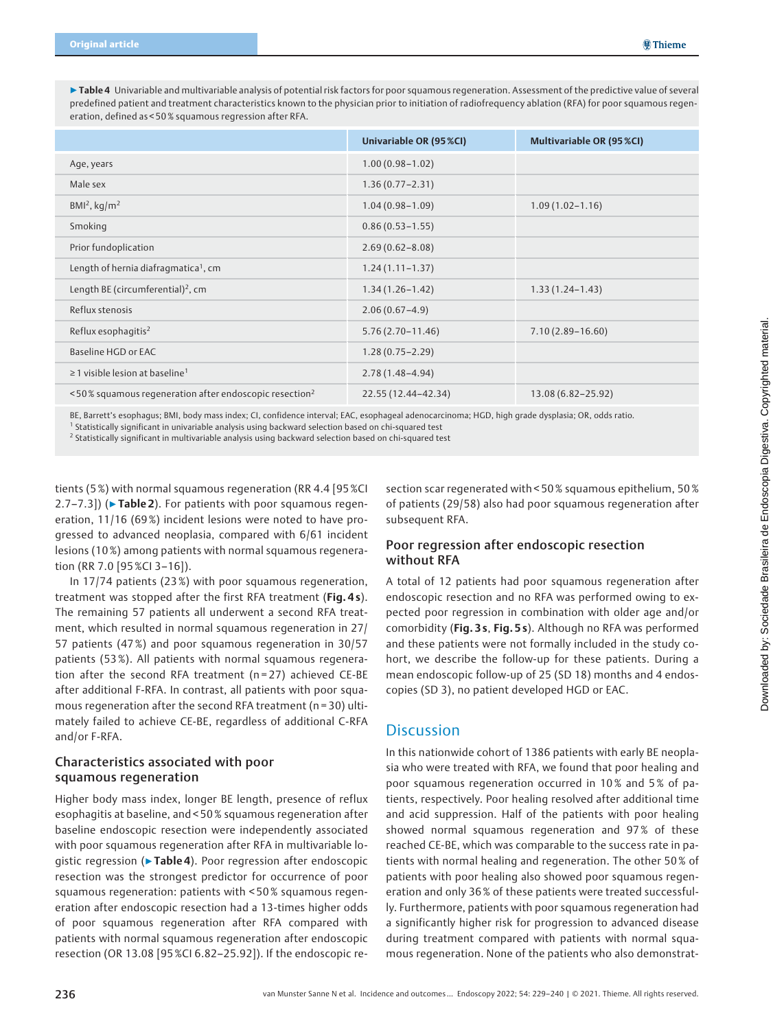▶ **Table 4** Univariable and multivariable analysis of potential risk factors for poor squamous regeneration. Assessment of the predictive value of several predefined patient and treatment characteristics known to the physician prior to initiation of radiofrequency ablation (RFA) for poor squamous regeneration, defined as < 50 % squamous regression after RFA.

| | Univariable OR (95 %CI) | Multivariable OR (95 %CI) |
|---|---|---|
| Age, years | 1.00 (0.98–1.02) | |
| Male sex | 1.36 (0.77–2.31) | |
| BMI[2], kg/m$^2$ | 1.04 (0.98–1.09) | 1.09 (1.02–1.16) |
| Smoking | 0.86 (0.53–1.55) | |
| Prior fundoplication | 2.69 (0.62–8.08) | |
| Length of hernia diafragmatica[1], cm | 1.24 (1.11–1.37) | |
| Length BE (circumferential)[2], cm | 1.34 (1.26–1.42) | 1.33 (1.24–1.43) |
| Reflux stenosis | 2.06 (0.67–4.9) | |
| Reflux esophagitis[2] | 5.76 (2.70–11.46) | 7.10 (2.89–16.60) |
| Baseline HGD or EAC | 1.28 (0.75–2.29) | |
| ≥ 1 visible lesion at baseline[1] | 2.78 (1.48–4.94) | |
| < 50 % squamous regeneration after endoscopic resection[2] | 22.55 (12.44–42.34) | 13.08 (6.82–25.92) |

BE, Barrett's esophagus; BMI, body mass index; CI, confidence interval; EAC, esophageal adenocarcinoma; HGD, high grade dysplasia; OR, odds ratio.
[1] Statistically significant in univariable analysis using backward selection based on chi-squared test
[2] Statistically significant in multivariable analysis using backward selection based on chi-squared test

tients (5 %) with normal squamous regeneration (RR 4.4 [95 %CI 2.7–7.3]) (▶ **Table 2**). For patients with poor squamous regeneration, 11/16 (69 %) incident lesions were noted to have progressed to advanced neoplasia, compared with 6/61 incident lesions (10 %) among patients with normal squamous regeneration (RR 7.0 [95 %CI 3–16]).

In 17/74 patients (23 %) with poor squamous regeneration, treatment was stopped after the first RFA treatment (**Fig. 4 s**). The remaining 57 patients all underwent a second RFA treatment, which resulted in normal squamous regeneration in 27/57 patients (47 %) and poor squamous regeneration in 30/57 patients (53 %). All patients with normal squamous regeneration after the second RFA treatment (n = 27) achieved CE-BE after additional F-RFA. In contrast, all patients with poor squamous regeneration after the second RFA treatment (n = 30) ultimately failed to achieve CE-BE, regardless of additional C-RFA and/or F-RFA.

### Characteristics associated with poor squamous regeneration

Higher body mass index, longer BE length, presence of reflux esophagitis at baseline, and < 50 % squamous regeneration after baseline endoscopic resection were independently associated with poor squamous regeneration after RFA in multivariable logistic regression (▶ **Table 4**). Poor regression after endoscopic resection was the strongest predictor for occurrence of poor squamous regeneration: patients with < 50 % squamous regeneration after endoscopic resection had a 13-times higher odds of poor squamous regeneration after RFA compared with patients with normal squamous regeneration after endoscopic resection (OR 13.08 [95 %CI 6.82–25.92]). If the endoscopic resection scar regenerated with < 50 % squamous epithelium, 50 % of patients (29/58) also had poor squamous regeneration after subsequent RFA.

### Poor regression after endoscopic resection without RFA

A total of 12 patients had poor squamous regeneration after endoscopic resection and no RFA was performed owing to expected poor regression in combination with older age and/or comorbidity (**Fig. 3 s**, **Fig. 5 s**). Although no RFA was performed and these patients were not formally included in the study cohort, we describe the follow-up for these patients. During a mean endoscopic follow-up of 25 (SD 18) months and 4 endoscopies (SD 3), no patient developed HGD or EAC.

## Discussion

In this nationwide cohort of 1386 patients with early BE neoplasia who were treated with RFA, we found that poor healing and poor squamous regeneration occurred in 10 % and 5 % of patients, respectively. Poor healing resolved after additional time and acid suppression. Half of the patients with poor healing showed normal squamous regeneration and 97 % of these reached CE-BE, which was comparable to the success rate in patients with normal healing and regeneration. The other 50 % of patients with poor healing also showed poor squamous regeneration and only 36 % of these patients were treated successfully. Furthermore, patients with poor squamous regeneration had a significantly higher risk for progression to advanced disease during treatment compared with patients with normal squamous regeneration. None of the patients who also demonstrat-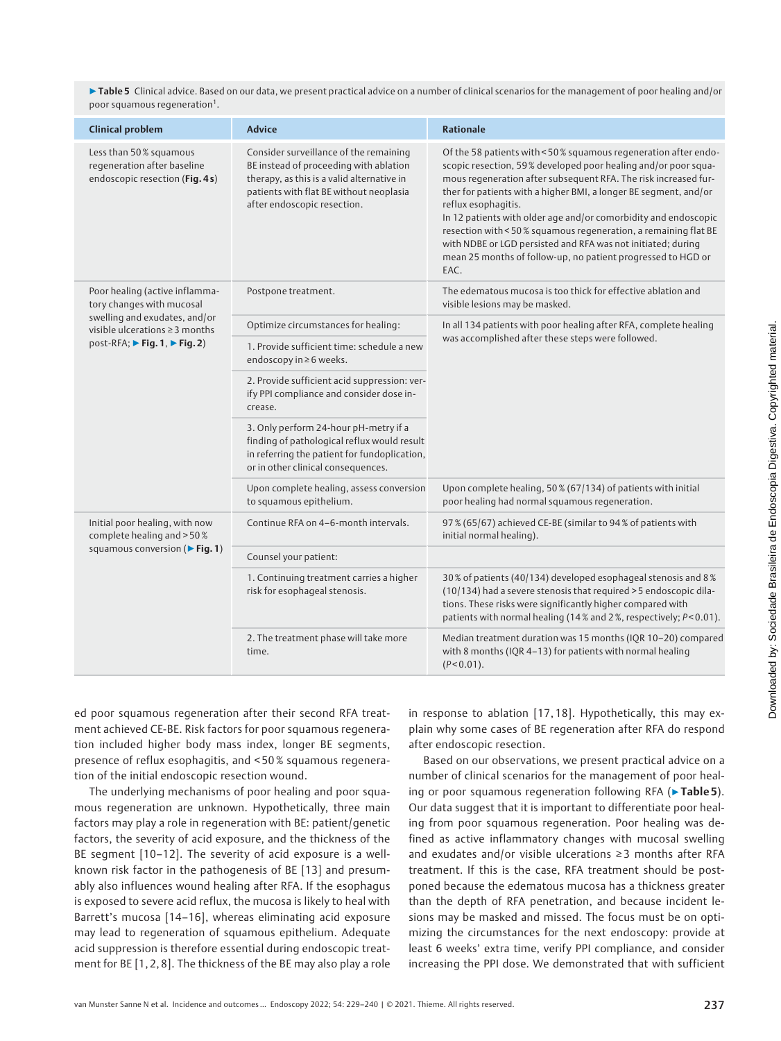▶ Table 5 Clinical advice. Based on our data, we present practical advice on a number of clinical scenarios for the management of poor healing and/or poor squamous regeneration[1].

| Clinical problem | Advice | Rationale |
|---|---|---|
| Less than 50 % squamous regeneration after baseline endoscopic resection (Fig. 4 s) | Consider surveillance of the remaining BE instead of proceeding with ablation therapy, as this is a valid alternative in patients with flat BE without neoplasia after endoscopic resection. | Of the 58 patients with < 50 % squamous regeneration after endoscopic resection, 59 % developed poor healing and/or poor squamous regeneration after subsequent RFA. The risk increased further for patients with a higher BMI, a longer BE segment, and/or reflux esophagitis.<br>In 12 patients with older age and/or comorbidity and endoscopic resection with < 50 % squamous regeneration, a remaining flat BE with NDBE or LGD persisted and RFA was not initiated; during mean 25 months of follow-up, no patient progressed to HGD or EAC. |
| Poor healing (active inflammatory changes with mucosal swelling and exudates, and/or visible ulcerations ≥ 3 months post-RFA; ▶ Fig. 1, ▶ Fig. 2) | Postpone treatment. | The edematous mucosa is too thick for effective ablation and visible lesions may be masked. |
| | Optimize circumstances for healing: | In all 134 patients with poor healing after RFA, complete healing was accomplished after these steps were followed. |
| | 1. Provide sufficient time: schedule a new endoscopy in ≥ 6 weeks. | |
| | 2. Provide sufficient acid suppression: verify PPI compliance and consider dose increase. | |
| | 3. Only perform 24-hour pH-metry if a finding of pathological reflux would result in referring the patient for fundoplication, or in other clinical consequences. | |
| | Upon complete healing, assess conversion to squamous epithelium. | Upon complete healing, 50 % (67/134) of patients with initial poor healing had normal squamous regeneration. |
| Initial poor healing, with now complete healing and > 50 % squamous conversion (▶ Fig. 1) | Continue RFA on 4–6-month intervals. | 97 % (65/67) achieved CE-BE (similar to 94 % of patients with initial normal healing). |
| | Counsel your patient: | |
| | 1. Continuing treatment carries a higher risk for esophageal stenosis. | 30 % of patients (40/134) developed esophageal stenosis and 8 % (10/134) had a severe stenosis that required > 5 endoscopic dilations. These risks were significantly higher compared with patients with normal healing (14 % and 2 %, respectively; $P < 0.01$). |
| | 2. The treatment phase will take more time. | Median treatment duration was 15 months (IQR 10–20) compared with 8 months (IQR 4–13) for patients with normal healing ($P < 0.01$). |

ed poor squamous regeneration after their second RFA treatment achieved CE-BE. Risk factors for poor squamous regeneration included higher body mass index, longer BE segments, presence of reflux esophagitis, and < 50 % squamous regeneration of the initial endoscopic resection wound.

The underlying mechanisms of poor healing and poor squamous regeneration are unknown. Hypothetically, three main factors may play a role in regeneration with BE: patient/genetic factors, the severity of acid exposure, and the thickness of the BE segment [10–12]. The severity of acid exposure is a well-known risk factor in the pathogenesis of BE [13] and presumably also influences wound healing after RFA. If the esophagus is exposed to severe acid reflux, the mucosa is likely to heal with Barrett's mucosa [14–16], whereas eliminating acid exposure may lead to regeneration of squamous epithelium. Adequate acid suppression is therefore essential during endoscopic treatment for BE [1, 2, 8]. The thickness of the BE may also play a role in response to ablation [17, 18]. Hypothetically, this may explain why some cases of BE regeneration after RFA do respond after endoscopic resection.

Based on our observations, we present practical advice on a number of clinical scenarios for the management of poor healing or poor squamous regeneration following RFA (▶ Table 5). Our data suggest that it is important to differentiate poor healing from poor squamous regeneration. Poor healing was defined as active inflammatory changes with mucosal swelling and exudates and/or visible ulcerations ≥ 3 months after RFA treatment. If this is the case, RFA treatment should be postponed because the edematous mucosa has a thickness greater than the depth of RFA penetration, and because incident lesions may be masked and missed. The focus must be on optimizing the circumstances for the next endoscopy: provide at least 6 weeks' extra time, verify PPI compliance, and consider increasing the PPI dose. We demonstrated that with sufficient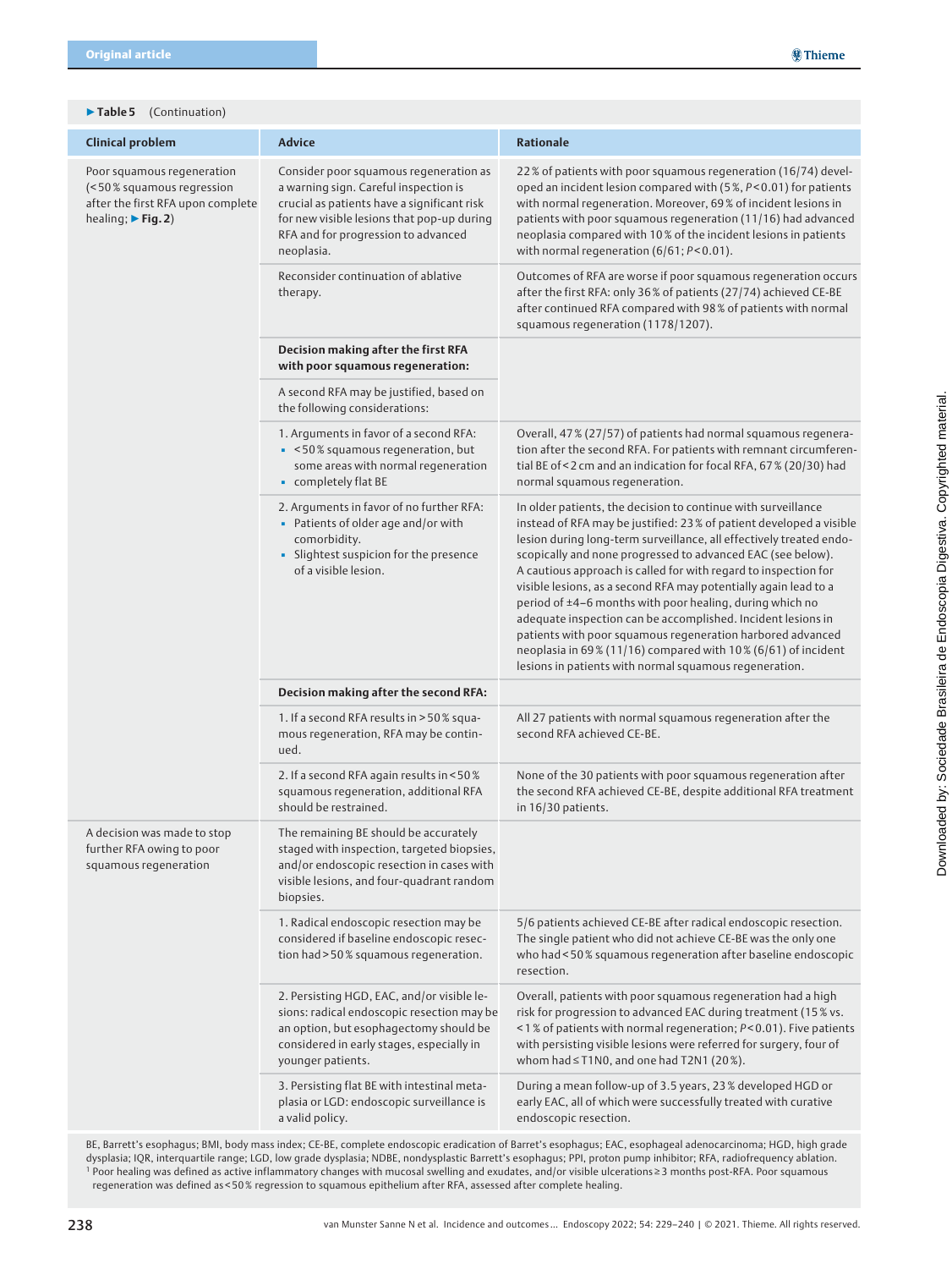**▶Table 5** (Continuation)

| Clinical problem | Advice | Rationale |
|---|---|---|
| Poor squamous regeneration (<50 % squamous regression after the first RFA upon complete healing; ▶Fig. 2) | Consider poor squamous regeneration as a warning sign. Careful inspection is crucial as patients have a significant risk for new visible lesions that pop-up during RFA and for progression to advanced neoplasia. | 22 % of patients with poor squamous regeneration (16/74) developed an incident lesion compared with (5 %, $P<0.01$) for patients with normal regeneration. Moreover, 69 % of incident lesions in patients with poor squamous regeneration (11/16) had advanced neoplasia compared with 10 % of the incident lesions in patients with normal regeneration (6/61; $P<0.01$). |
| | Reconsider continuation of ablative therapy. | Outcomes of RFA are worse if poor squamous regeneration occurs after the first RFA: only 36 % of patients (27/74) achieved CE-BE after continued RFA compared with 98 % of patients with normal squamous regeneration (1178/1207). |
| | **Decision making after the first RFA with poor squamous regeneration:** | |
| | A second RFA may be justified, based on the following considerations: | |
| | 1. Arguments in favor of a second RFA:<br>▪ <50 % squamous regeneration, but some areas with normal regeneration<br>▪ completely flat BE | Overall, 47 % (27/57) of patients had normal squamous regeneration after the second RFA. For patients with remnant circumferential BE of <2 cm and an indication for focal RFA, 67 % (20/30) had normal squamous regeneration. |
| | 2. Arguments in favor of no further RFA:<br>▪ Patients of older age and/or with comorbidity.<br>▪ Slightest suspicion for the presence of a visible lesion. | In older patients, the decision to continue with surveillance instead of RFA may be justified: 23 % of patient developed a visible lesion during long-term surveillance, all effectively treated endoscopically and none progressed to advanced EAC (see below). A cautious approach is called for with regard to inspection for visible lesions, as a second RFA may potentially again lead to a period of ±4–6 months with poor healing, during which no adequate inspection can be accomplished. Incident lesions in patients with poor squamous regeneration harbored advanced neoplasia in 69 % (11/16) compared with 10 % (6/61) of incident lesions in patients with normal squamous regeneration. |
| | **Decision making after the second RFA:** | |
| | 1. If a second RFA results in >50 % squamous regeneration, RFA may be continued. | All 27 patients with normal squamous regeneration after the second RFA achieved CE-BE. |
| | 2. If a second RFA again results in <50 % squamous regeneration, additional RFA should be restrained. | None of the 30 patients with poor squamous regeneration after the second RFA achieved CE-BE, despite additional RFA treatment in 16/30 patients. |
| A decision was made to stop further RFA owing to poor squamous regeneration | The remaining BE should be accurately staged with inspection, targeted biopsies, and/or endoscopic resection in cases with visible lesions, and four-quadrant random biopsies. | |
| | 1. Radical endoscopic resection may be considered if baseline endoscopic resection had >50 % squamous regeneration. | 5/6 patients achieved CE-BE after radical endoscopic resection. The single patient who did not achieve CE-BE was the only one who had <50 % squamous regeneration after baseline endoscopic resection. |
| | 2. Persisting HGD, EAC, and/or visible lesions: radical endoscopic resection may be an option, but esophagectomy should be considered in early stages, especially in younger patients. | Overall, patients with poor squamous regeneration had a high risk for progression to advanced EAC during treatment (15 % vs. <1 % of patients with normal regeneration; $P<0.01$). Five patients with persisting visible lesions were referred for surgery, four of whom had ≤T1N0, and one had T2N1 (20 %). |
| | 3. Persisting flat BE with intestinal metaplasia or LGD: endoscopic surveillance is a valid policy. | During a mean follow-up of 3.5 years, 23 % developed HGD or early EAC, all of which were successfully treated with curative endoscopic resection. |

BE, Barrett's esophagus; BMI, body mass index; CE-BE, complete endoscopic eradication of Barrett's esophagus; EAC, esophageal adenocarcinoma; HGD, high grade dysplasia; IQR, interquartile range; LGD, low grade dysplasia; NDBE, nondysplastic Barrett's esophagus; PPI, proton pump inhibitor; RFA, radiofrequency ablation.
[1] Poor healing was defined as active inflammatory changes with mucosal swelling and exudates, and/or visible ulcerations ≥3 months post-RFA. Poor squamous regeneration was defined as <50 % regression to squamous epithelium after RFA, assessed after complete healing.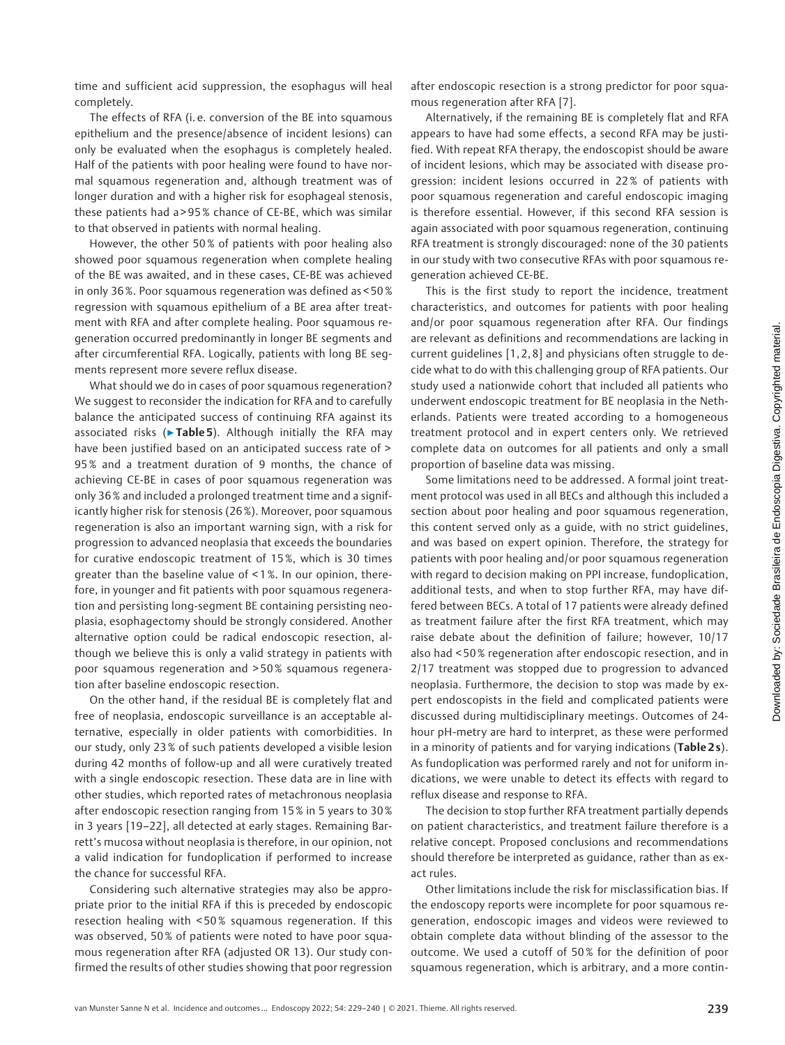time and sufficient acid suppression, the esophagus will heal completely.

The effects of RFA (i. e. conversion of the BE into squamous epithelium and the presence/absence of incident lesions) can only be evaluated when the esophagus is completely healed. Half of the patients with poor healing were found to have normal squamous regeneration and, although treatment was of longer duration and with a higher risk for esophageal stenosis, these patients had a > 95 % chance of CE-BE, which was similar to that observed in patients with normal healing.

However, the other 50 % of patients with poor healing also showed poor squamous regeneration when complete healing of the BE was awaited, and in these cases, CE-BE was achieved in only 36 %. Poor squamous regeneration was defined as < 50 % regression with squamous epithelium of a BE area after treatment with RFA and after complete healing. Poor squamous regeneration occurred predominantly in longer BE segments and after circumferential RFA. Logically, patients with long BE segments represent more severe reflux disease.

What should we do in cases of poor squamous regeneration? We suggest to reconsider the indication for RFA and to carefully balance the anticipated success of continuing RFA against its associated risks (▶ **Table 5**). Although initially the RFA may have been justified based on an anticipated success rate of > 95 % and a treatment duration of 9 months, the chance of achieving CE-BE in cases of poor squamous regeneration was only 36 % and included a prolonged treatment time and a significantly higher risk for stenosis (26 %). Moreover, poor squamous regeneration is also an important warning sign, with a risk for progression to advanced neoplasia that exceeds the boundaries for curative endoscopic treatment of 15 %, which is 30 times greater than the baseline value of < 1 %. In our opinion, therefore, in younger and fit patients with poor squamous regeneration and persisting long-segment BE containing persisting neoplasia, esophagectomy should be strongly considered. Another alternative option could be radical endoscopic resection, although we believe this is only a valid strategy in patients with poor squamous regeneration and > 50 % squamous regeneration after baseline endoscopic resection.

On the other hand, if the residual BE is completely flat and free of neoplasia, endoscopic surveillance is an acceptable alternative, especially in older patients with comorbidities. In our study, only 23 % of such patients developed a visible lesion during 42 months of follow-up and all were curatively treated with a single endoscopic resection. These data are in line with other studies, which reported rates of metachronous neoplasia after endoscopic resection ranging from 15 % in 5 years to 30 % in 3 years [19–22], all detected at early stages. Remaining Barrett's mucosa without neoplasia is therefore, in our opinion, not a valid indication for fundoplication if performed to increase the chance for successful RFA.

Considering such alternative strategies may also be appropriate prior to the initial RFA if this is preceded by endoscopic resection healing with < 50 % squamous regeneration. If this was observed, 50 % of patients were noted to have poor squamous regeneration after RFA (adjusted OR 13). Our study confirmed the results of other studies showing that poor regression after endoscopic resection is a strong predictor for poor squamous regeneration after RFA [7].

Alternatively, if the remaining BE is completely flat and RFA appears to have had some effects, a second RFA may be justified. With repeat RFA therapy, the endoscopist should be aware of incident lesions, which may be associated with disease progression: incident lesions occurred in 22 % of patients with poor squamous regeneration and careful endoscopic imaging is therefore essential. However, if this second RFA session is again associated with poor squamous regeneration, continuing RFA treatment is strongly discouraged: none of the 30 patients in our study with two consecutive RFAs with poor squamous regeneration achieved CE-BE.

This is the first study to report the incidence, treatment characteristics, and outcomes for patients with poor healing and/or poor squamous regeneration after RFA. Our findings are relevant as definitions and recommendations are lacking in current guidelines [1, 2, 8] and physicians often struggle to decide what to do with this challenging group of RFA patients. Our study used a nationwide cohort that included all patients who underwent endoscopic treatment for BE neoplasia in the Netherlands. Patients were treated according to a homogeneous treatment protocol and in expert centers only. We retrieved complete data on outcomes for all patients and only a small proportion of baseline data was missing.

Some limitations need to be addressed. A formal joint treatment protocol was used in all BECs and although this included a section about poor healing and poor squamous regeneration, this content served only as a guide, with no strict guidelines, and was based on expert opinion. Therefore, the strategy for patients with poor healing and/or poor squamous regeneration with regard to decision making on PPI increase, fundoplication, additional tests, and when to stop further RFA, may have differed between BECs. A total of 17 patients were already defined as treatment failure after the first RFA treatment, which may raise debate about the definition of failure; however, 10/17 also had < 50 % regeneration after endoscopic resection, and in 2/17 treatment was stopped due to progression to advanced neoplasia. Furthermore, the decision to stop was made by expert endoscopists in the field and complicated patients were discussed during multidisciplinary meetings. Outcomes of 24-hour pH-metry are hard to interpret, as these were performed in a minority of patients and for varying indications (**Table 2 s**). As fundoplication was performed rarely and not for uniform indications, we were unable to detect its effects with regard to reflux disease and response to RFA.

The decision to stop further RFA treatment partially depends on patient characteristics, and treatment failure therefore is a relative concept. Proposed conclusions and recommendations should therefore be interpreted as guidance, rather than as exact rules.

Other limitations include the risk for misclassification bias. If the endoscopy reports were incomplete for poor squamous regeneration, endoscopic images and videos were reviewed to obtain complete data without blinding of the assessor to the outcome. We used a cutoff of 50 % for the definition of poor squamous regeneration, which is arbitrary, and a more contin-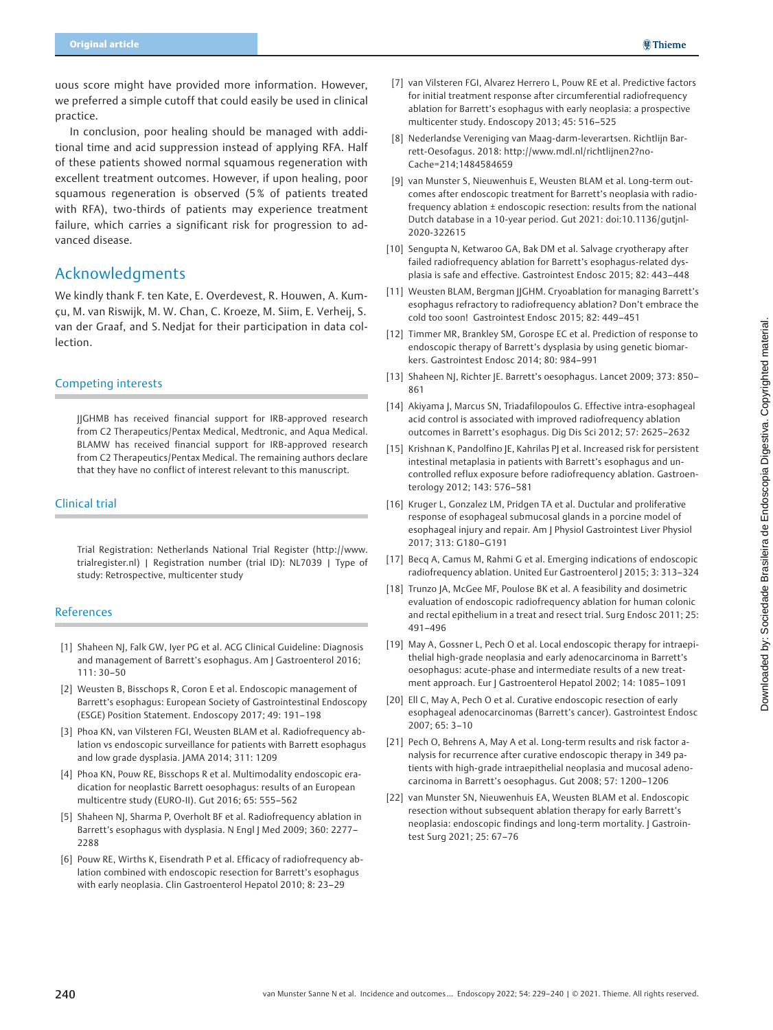uous score might have provided more information. However, we preferred a simple cutoff that could easily be used in clinical practice.

In conclusion, poor healing should be managed with additional time and acid suppression instead of applying RFA. Half of these patients showed normal squamous regeneration with excellent treatment outcomes. However, if upon healing, poor squamous regeneration is observed (5 % of patients treated with RFA), two-thirds of patients may experience treatment failure, which carries a significant risk for progression to advanced disease.

## Acknowledgments

We kindly thank F. ten Kate, E. Overdevest, R. Houwen, A. Kumçu, M. van Riswijk, M. W. Chan, C. Kroeze, M. Siim, E. Verheij, S. van der Graaf, and S. Nedjat for their participation in data collection.

### Competing interests

JJGHMB has received financial support for IRB-approved research from C2 Therapeutics/Pentax Medical, Medtronic, and Aqua Medical. BLAMW has received financial support for IRB-approved research from C2 Therapeutics/Pentax Medical. The remaining authors declare that they have no conflict of interest relevant to this manuscript.

### Clinical trial

Trial Registration: Netherlands National Trial Register (http://www.trialregister.nl) | Registration number (trial ID): NL7039 | Type of study: Retrospective, multicenter study

### References

[1] Shaheen NJ, Falk GW, Iyer PG et al. ACG Clinical Guideline: Diagnosis and management of Barrett's esophagus. Am J Gastroenterol 2016; 111: 30–50

[2] Weusten B, Bisschops R, Coron E et al. Endoscopic management of Barrett's esophagus: European Society of Gastrointestinal Endoscopy (ESGE) Position Statement. Endoscopy 2017; 49: 191–198

[3] Phoa KN, van Vilsteren FGI, Weusten BLAM et al. Radiofrequency ablation vs endoscopic surveillance for patients with Barrett esophagus and low grade dysplasia. JAMA 2014; 311: 1209

[4] Phoa KN, Pouw RE, Bisschops R et al. Multimodality endoscopic eradication for neoplastic Barrett oesophagus: results of an European multicentre study (EURO-II). Gut 2016; 65: 555–562

[5] Shaheen NJ, Sharma P, Overholt BF et al. Radiofrequency ablation in Barrett's esophagus with dysplasia. N Engl J Med 2009; 360: 2277–2288

[6] Pouw RE, Wirths K, Eisendrath P et al. Efficacy of radiofrequency ablation combined with endoscopic resection for Barrett's esophagus with early neoplasia. Clin Gastroenterol Hepatol 2010; 8: 23–29

[7] van Vilsteren FGI, Alvarez Herrero L, Pouw RE et al. Predictive factors for initial treatment response after circumferential radiofrequency ablation for Barrett's esophagus with early neoplasia: a prospective multicenter study. Endoscopy 2013; 45: 516–525

[8] Nederlandse Vereniging van Maag-darm-leverartsen. Richtlijn Barrett-Oesofagus. 2018: http://www.mdl.nl/richtlijnen2?noCache=214;1484584659

[9] van Munster S, Nieuwenhuis E, Weusten BLAM et al. Long-term outcomes after endoscopic treatment for Barrett's neoplasia with radiofrequency ablation ± endoscopic resection: results from the national Dutch database in a 10-year period. Gut 2021: doi:10.1136/gutjnl-2020-322615

[10] Sengupta N, Ketwaroo GA, Bak DM et al. Salvage cryotherapy after failed radiofrequency ablation for Barrett's esophagus-related dysplasia is safe and effective. Gastrointest Endosc 2015; 82: 443–448

[11] Weusten BLAM, Bergman JJGHM. Cryoablation for managing Barrett's esophagus refractory to radiofrequency ablation? Don't embrace the cold too soon! Gastrointest Endosc 2015; 82: 449–451

[12] Timmer MR, Brankley SM, Gorospe EC et al. Prediction of response to endoscopic therapy of Barrett's dysplasia by using genetic biomarkers. Gastrointest Endosc 2014; 80: 984–991

[13] Shaheen NJ, Richter JE. Barrett's oesophagus. Lancet 2009; 373: 850–861

[14] Akiyama J, Marcus SN, Triadafilopoulos G. Effective intra-esophageal acid control is associated with improved radiofrequency ablation outcomes in Barrett's esophagus. Dig Dis Sci 2012; 57: 2625–2632

[15] Krishnan K, Pandolfino JE, Kahrilas PJ et al. Increased risk for persistent intestinal metaplasia in patients with Barrett's esophagus and uncontrolled reflux exposure before radiofrequency ablation. Gastroenterology 2012; 143: 576–581

[16] Kruger L, Gonzalez LM, Pridgen TA et al. Ductular and proliferative response of esophageal submucosal glands in a porcine model of esophageal injury and repair. Am J Physiol Gastrointest Liver Physiol 2017; 313: G180–G191

[17] Becq A, Camus M, Rahmi G et al. Emerging indications of endoscopic radiofrequency ablation. United Eur Gastroenterol J 2015; 3: 313–324

[18] Trunzo JA, McGee MF, Poulose BK et al. A feasibility and dosimetric evaluation of endoscopic radiofrequency ablation for human colonic and rectal epithelium in a treat and resect trial. Surg Endosc 2011; 25: 491–496

[19] May A, Gossner L, Pech O et al. Local endoscopic therapy for intraepithelial high-grade neoplasia and early adenocarcinoma in Barrett's oesophagus: acute-phase and intermediate results of a new treatment approach. Eur J Gastroenterol Hepatol 2002; 14: 1085–1091

[20] Ell C, May A, Pech O et al. Curative endoscopic resection of early esophageal adenocarcinomas (Barrett's cancer). Gastrointest Endosc 2007; 65: 3–10

[21] Pech O, Behrens A, May A et al. Long-term results and risk factor analysis for recurrence after curative endoscopic therapy in 349 patients with high-grade intraepithelial neoplasia and mucosal adenocarcinoma in Barrett's oesophagus. Gut 2008; 57: 1200–1206

[22] van Munster SN, Nieuwenhuis EA, Weusten BLAM et al. Endoscopic resection without subsequent ablation therapy for early Barrett's neoplasia: endoscopic findings and long-term mortality. J Gastrointest Surg 2021; 25: 67–76